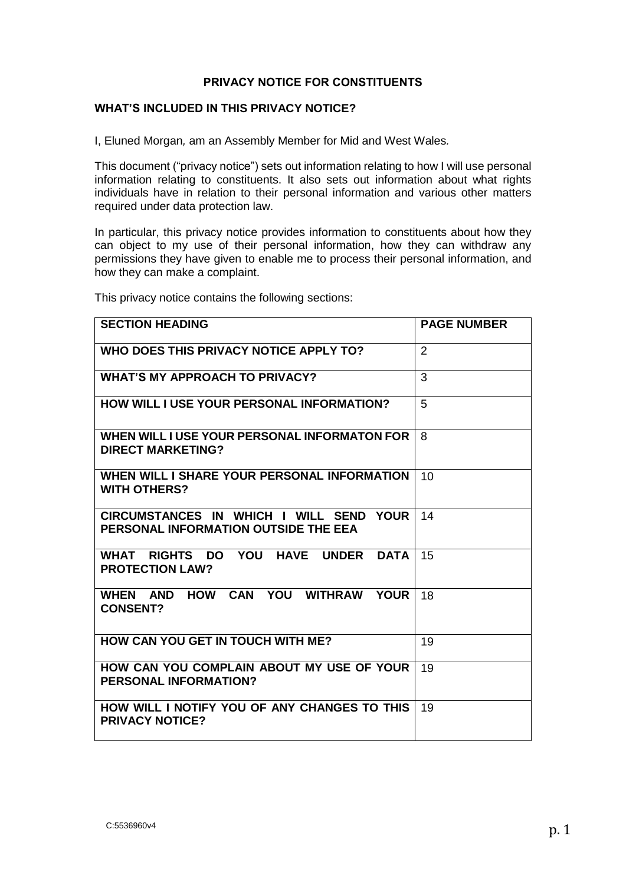# PRIVACY NOTICE FOR CONSTITUENTS

## WHAT'S INCLUDED IN THIS PRIVACY NOTICE?

I, Eluned Morgan, am an Assembly Member for Mid and West Wales.

This document ("privacy notice") sets out information relating to how I will use personal information relating to constituents. It also sets out information about what rights individuals have in relation to their personal information and various other matters required under data protection law.

In particular, this privacy notice provides information to constituents about how they can object to my use of their personal information, how they can withdraw any permissions they have given to enable me to process their personal information, and how they can make a complaint.

This privacy notice contains the following sections:

| SECTION HEADING | PAGE NUMBER |
|---|---|
| WHO DOES THIS PRIVACY NOTICE APPLY TO? | 2 |
| WHAT'S MY APPROACH TO PRIVACY? | 3 |
| HOW WILL I USE YOUR PERSONAL INFORMATION? | 5 |
| WHEN WILL I USE YOUR PERSONAL INFORMATON FOR DIRECT MARKETING? | 8 |
| WHEN WILL I SHARE YOUR PERSONAL INFORMATION WITH OTHERS? | 10 |
| CIRCUMSTANCES IN WHICH I WILL SEND YOUR PERSONAL INFORMATION OUTSIDE THE EEA | 14 |
| WHAT RIGHTS DO YOU HAVE UNDER DATA PROTECTION LAW? | 15 |
| WHEN AND HOW CAN YOU WITHRAW YOUR CONSENT? | 18 |
| HOW CAN YOU GET IN TOUCH WITH ME? | 19 |
| HOW CAN YOU COMPLAIN ABOUT MY USE OF YOUR PERSONAL INFORMATION? | 19 |
| HOW WILL I NOTIFY YOU OF ANY CHANGES TO THIS PRIVACY NOTICE? | 19 |

C:5536960v4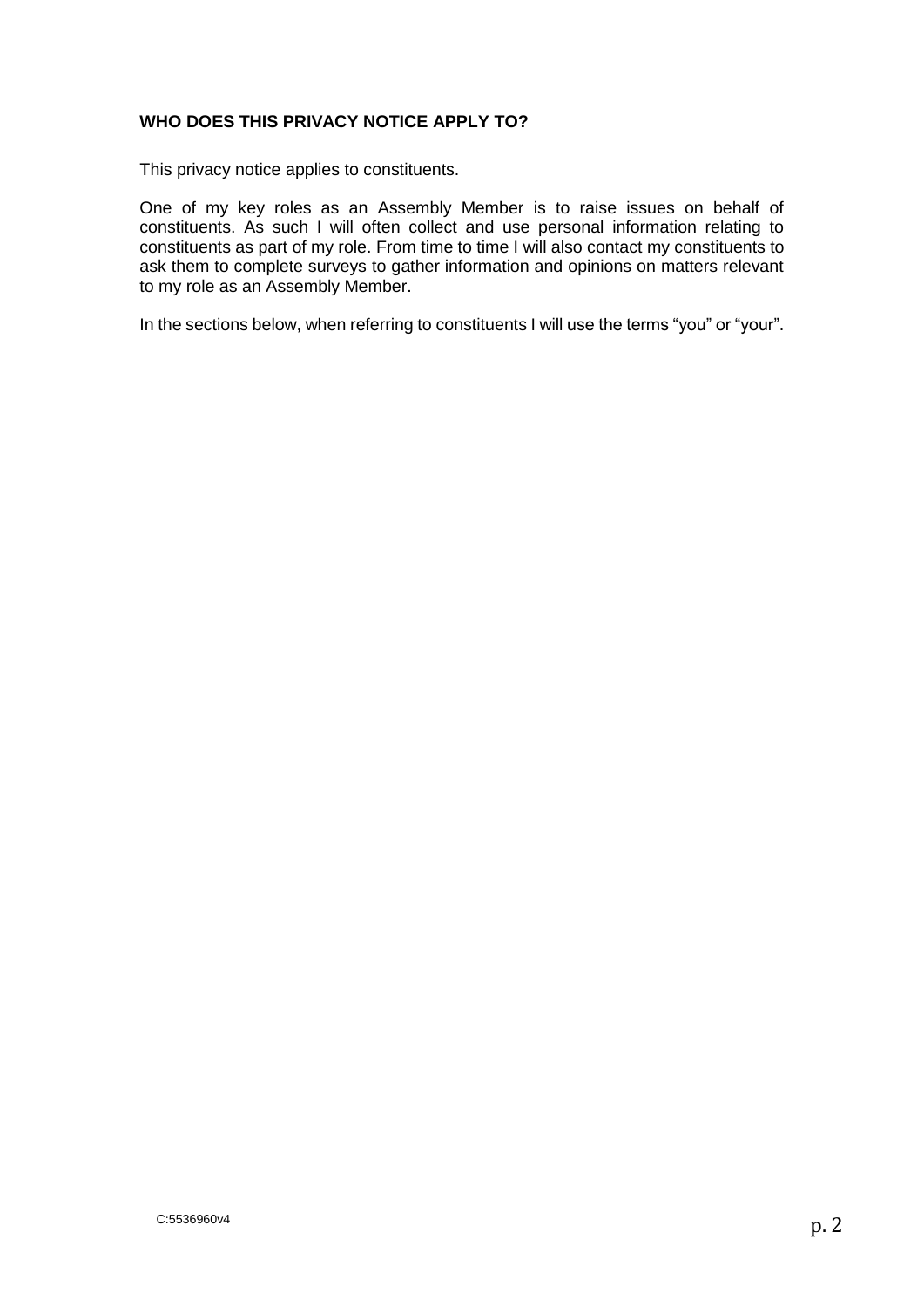## WHO DOES THIS PRIVACY NOTICE APPLY TO?

This privacy notice applies to constituents.

One of my key roles as an Assembly Member is to raise issues on behalf of constituents. As such I will often collect and use personal information relating to constituents as part of my role. From time to time I will also contact my constituents to ask them to complete surveys to gather information and opinions on matters relevant to my role as an Assembly Member.

In the sections below, when referring to constituents I will use the terms "you" or "your".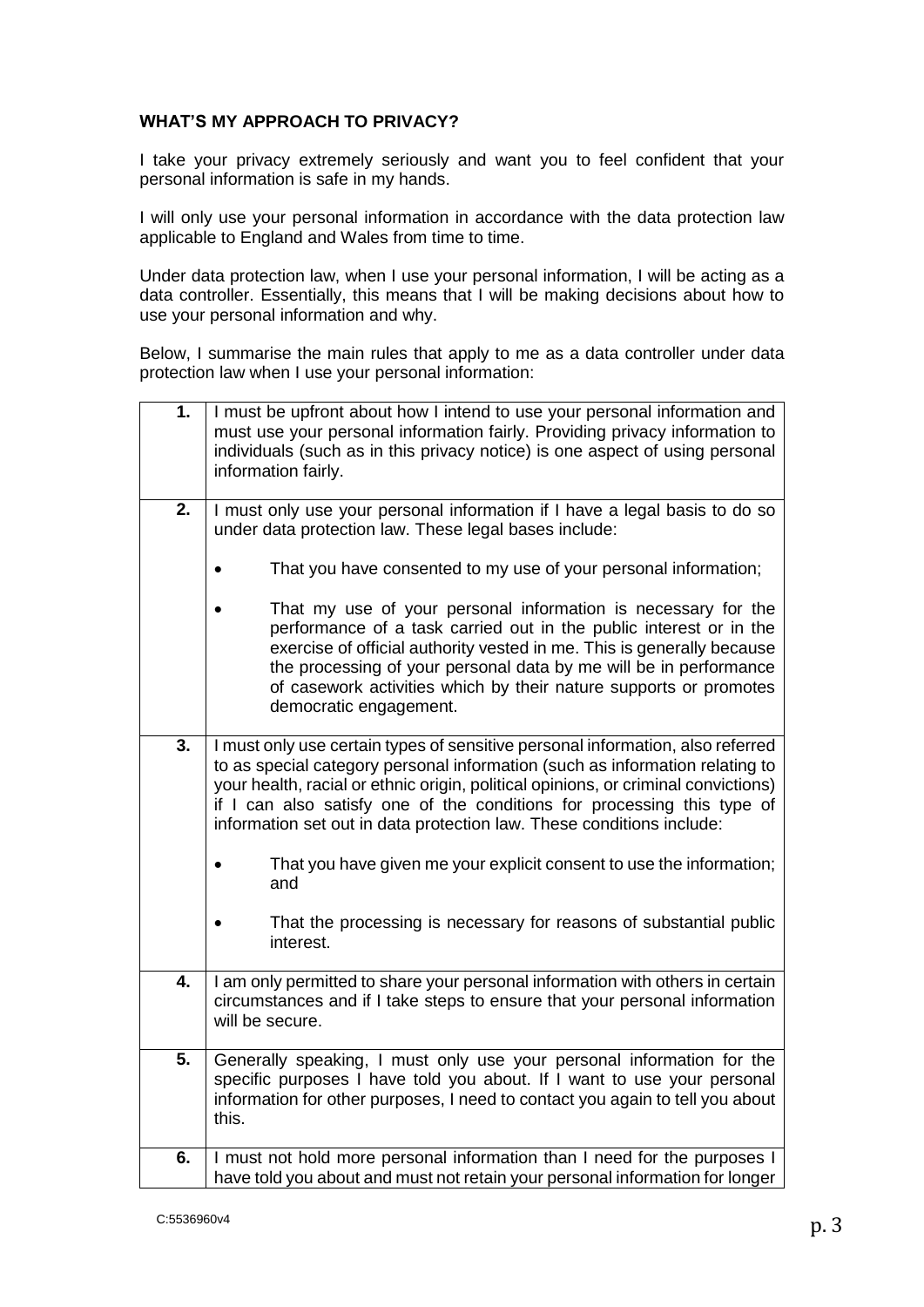**WHAT'S MY APPROACH TO PRIVACY?**

I take your privacy extremely seriously and want you to feel confident that your personal information is safe in my hands.

I will only use your personal information in accordance with the data protection law applicable to England and Wales from time to time.

Under data protection law, when I use your personal information, I will be acting as a data controller. Essentially, this means that I will be making decisions about how to use your personal information and why.

Below, I summarise the main rules that apply to me as a data controller under data protection law when I use your personal information:

| | |
|---|---|
| **1.** | I must be upfront about how I intend to use your personal information and must use your personal information fairly. Providing privacy information to individuals (such as in this privacy notice) is one aspect of using personal information fairly. |
| **2.** | I must only use your personal information if I have a legal basis to do so under data protection law. These legal bases include:<br><br>• That you have consented to my use of your personal information;<br><br>• That my use of your personal information is necessary for the performance of a task carried out in the public interest or in the exercise of official authority vested in me. This is generally because the processing of your personal data by me will be in performance of casework activities which by their nature supports or promotes democratic engagement. |
| **3.** | I must only use certain types of sensitive personal information, also referred to as special category personal information (such as information relating to your health, racial or ethnic origin, political opinions, or criminal convictions) if I can also satisfy one of the conditions for processing this type of information set out in data protection law. These conditions include:<br><br>• That you have given me your explicit consent to use the information; and<br><br>• That the processing is necessary for reasons of substantial public interest. |
| **4.** | I am only permitted to share your personal information with others in certain circumstances and if I take steps to ensure that your personal information will be secure. |
| **5.** | Generally speaking, I must only use your personal information for the specific purposes I have told you about. If I want to use your personal information for other purposes, I need to contact you again to tell you about this. |
| **6.** | I must not hold more personal information than I need for the purposes I have told you about and must not retain your personal information for longer |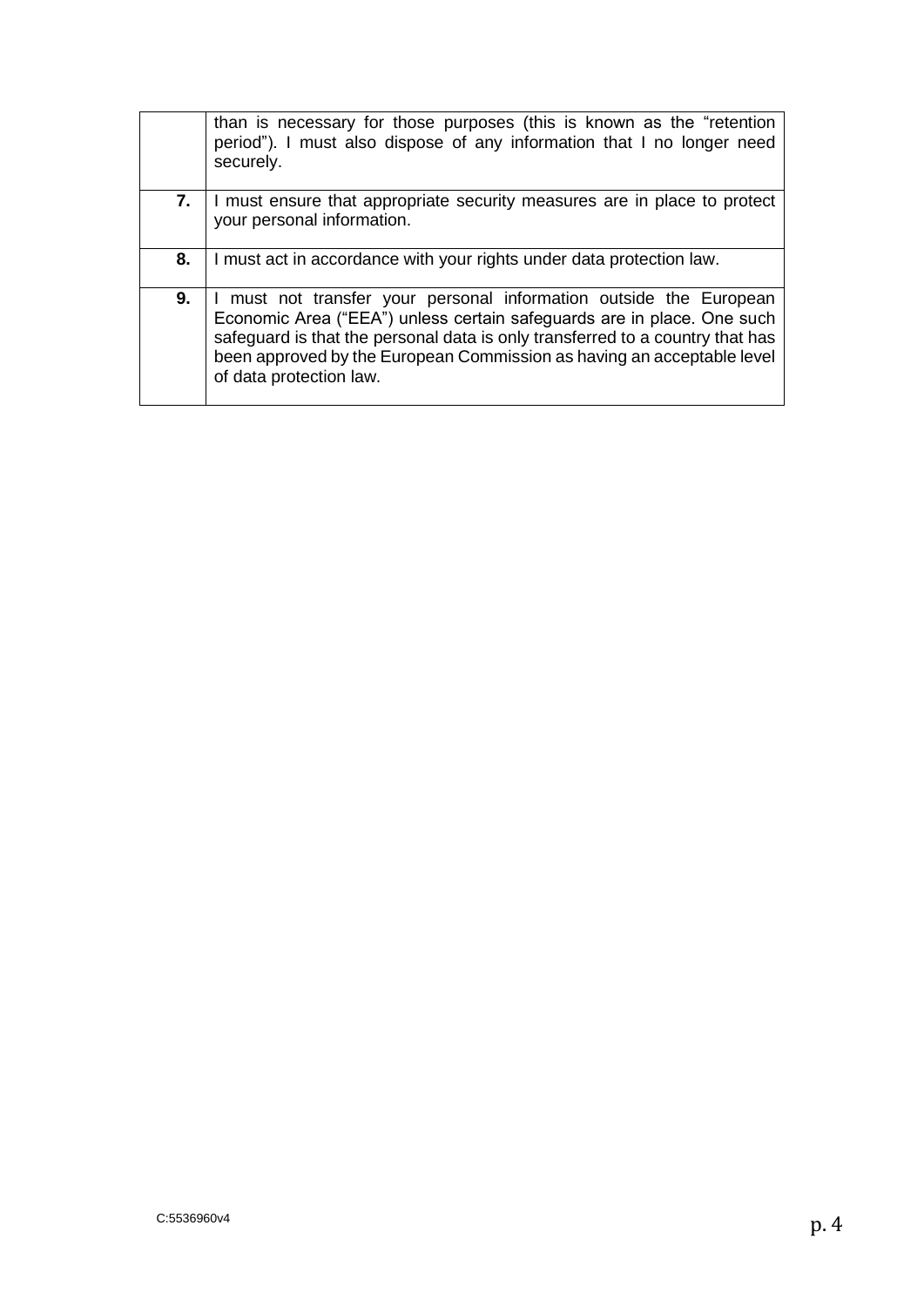| | |
|---|---|
| | than is necessary for those purposes (this is known as the "retention period"). I must also dispose of any information that I no longer need securely. |
| **7.** | I must ensure that appropriate security measures are in place to protect your personal information. |
| **8.** | I must act in accordance with your rights under data protection law. |
| **9.** | I must not transfer your personal information outside the European Economic Area ("EEA") unless certain safeguards are in place. One such safeguard is that the personal data is only transferred to a country that has been approved by the European Commission as having an acceptable level of data protection law. |

C:5536960v4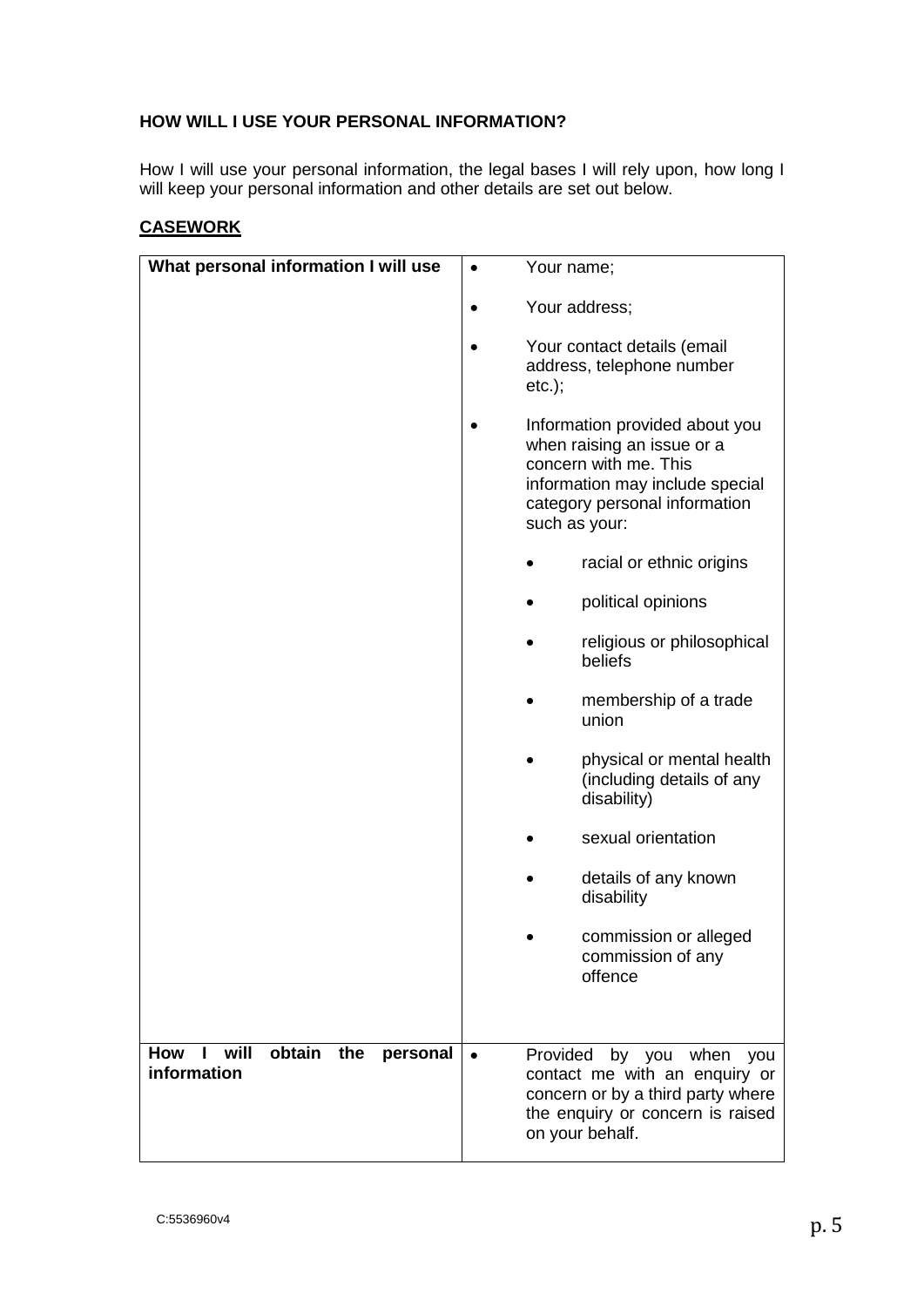**HOW WILL I USE YOUR PERSONAL INFORMATION?**

How I will use your personal information, the legal bases I will rely upon, how long I will keep your personal information and other details are set out below.

**CASEWORK**

| **What personal information I will use** | • Your name;<br>• Your address;<br>• Your contact details (email address, telephone number etc.);<br>• Information provided about you when raising an issue or a concern with me. This information may include special category personal information such as your:<br>&nbsp;&nbsp;&nbsp;&nbsp;• racial or ethnic origins<br>&nbsp;&nbsp;&nbsp;&nbsp;• political opinions<br>&nbsp;&nbsp;&nbsp;&nbsp;• religious or philosophical beliefs<br>&nbsp;&nbsp;&nbsp;&nbsp;• membership of a trade union<br>&nbsp;&nbsp;&nbsp;&nbsp;• physical or mental health (including details of any disability)<br>&nbsp;&nbsp;&nbsp;&nbsp;• sexual orientation<br>&nbsp;&nbsp;&nbsp;&nbsp;• details of any known disability<br>&nbsp;&nbsp;&nbsp;&nbsp;• commission or alleged commission of any offence |
|---|---|
| **How I will obtain the personal information** | • Provided by you when you contact me with an enquiry or concern or by a third party where the enquiry or concern is raised on your behalf. |

C:5536960v4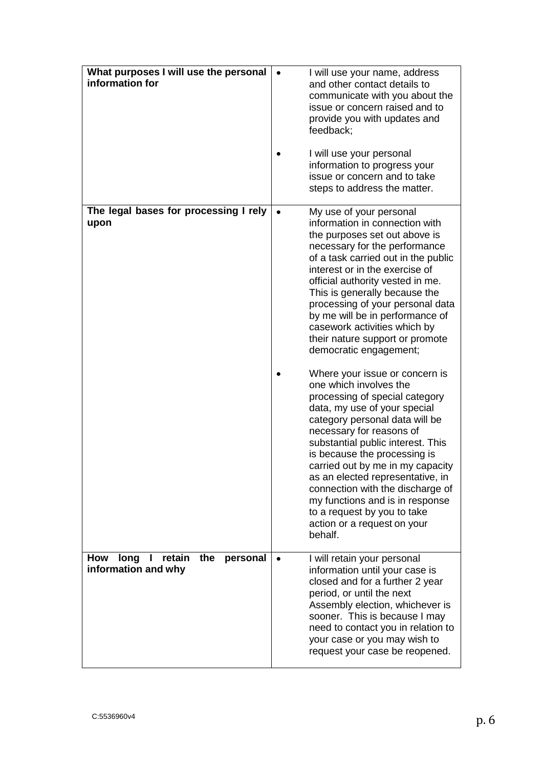| | |
|---|---|
| **What purposes I will use the personal information for** | • I will use your name, address and other contact details to communicate with you about the issue or concern raised and to provide you with updates and feedback;<br><br>• I will use your personal information to progress your issue or concern and to take steps to address the matter. |
| **The legal bases for processing I rely upon** | • My use of your personal information in connection with the purposes set out above is necessary for the performance of a task carried out in the public interest or in the exercise of official authority vested in me. This is generally because the processing of your personal data by me will be in performance of casework activities which by their nature support or promote democratic engagement;<br><br>• Where your issue or concern is one which involves the processing of special category data, my use of your special category personal data will be necessary for reasons of substantial public interest. This is because the processing is carried out by me in my capacity as an elected representative, in connection with the discharge of my functions and is in response to a request by you to take action or a request on your behalf. |
| **How long I retain the personal information and why** | • I will retain your personal information until your case is closed and for a further 2 year period, or until the next Assembly election, whichever is sooner. This is because I may need to contact you in relation to your case or you may wish to request your case be reopened. |

C:5536960v4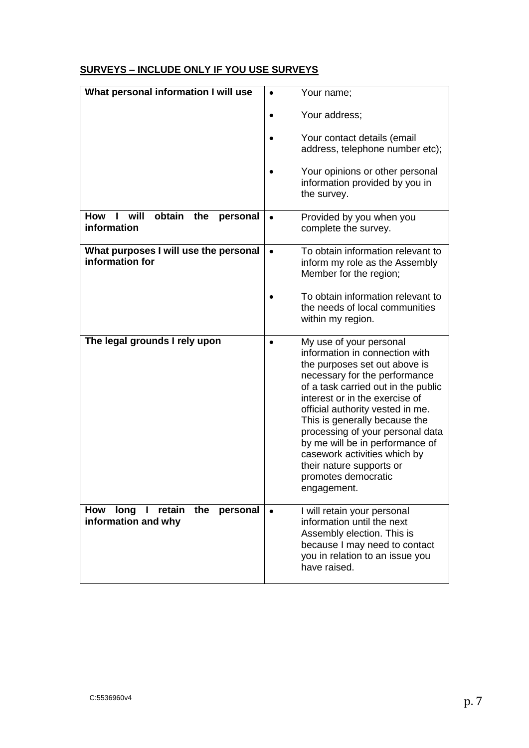**<u>SURVEYS – INCLUDE ONLY IF YOU USE SURVEYS</u>**

| | |
|---|---|
| **What personal information I will use** | • Your name;<br>• Your address;<br>• Your contact details (email address, telephone number etc);<br>• Your opinions or other personal information provided by you in the survey. |
| **How I will obtain the personal information** | • Provided by you when you complete the survey. |
| **What purposes I will use the personal information for** | • To obtain information relevant to inform my role as the Assembly Member for the region;<br>• To obtain information relevant to the needs of local communities within my region. |
| **The legal grounds I rely upon** | • My use of your personal information in connection with the purposes set out above is necessary for the performance of a task carried out in the public interest or in the exercise of official authority vested in me. This is generally because the processing of your personal data by me will be in performance of casework activities which by their nature supports or promotes democratic engagement. |
| **How long I retain the personal information and why** | • I will retain your personal information until the next Assembly election. This is because I may need to contact you in relation to an issue you have raised. |

C:5536960v4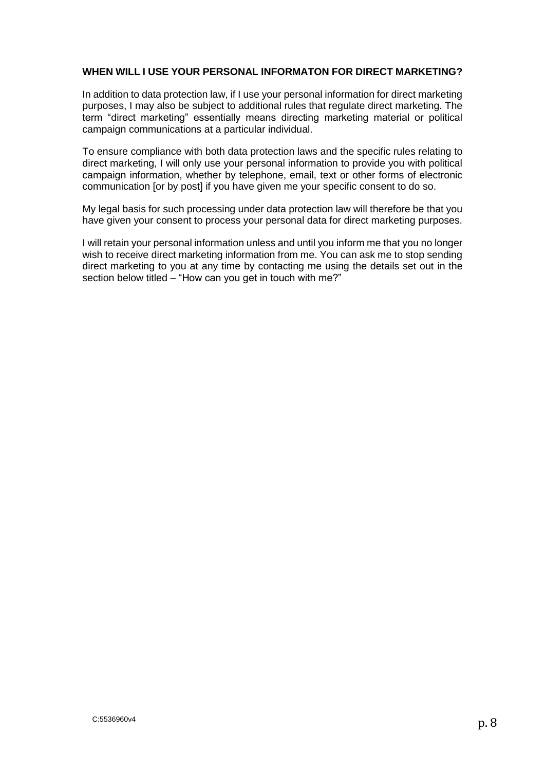**WHEN WILL I USE YOUR PERSONAL INFORMATON FOR DIRECT MARKETING?**

In addition to data protection law, if I use your personal information for direct marketing purposes, I may also be subject to additional rules that regulate direct marketing. The term "direct marketing" essentially means directing marketing material or political campaign communications at a particular individual.

To ensure compliance with both data protection laws and the specific rules relating to direct marketing, I will only use your personal information to provide you with political campaign information, whether by telephone, email, text or other forms of electronic communication [or by post] if you have given me your specific consent to do so.

My legal basis for such processing under data protection law will therefore be that you have given your consent to process your personal data for direct marketing purposes.

I will retain your personal information unless and until you inform me that you no longer wish to receive direct marketing information from me. You can ask me to stop sending direct marketing to you at any time by contacting me using the details set out in the section below titled – "How can you get in touch with me?"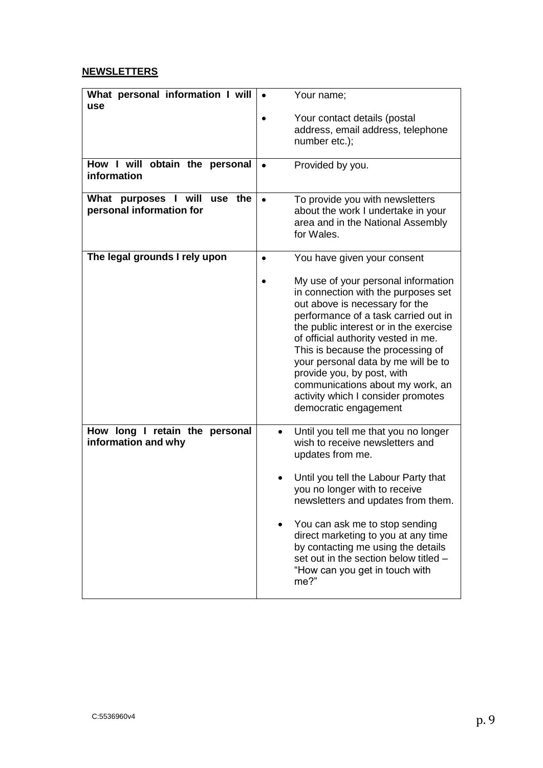**NEWSLETTERS**

| | |
|---|---|
| **What personal information I will use** | • Your name;<br>• Your contact details (postal address, email address, telephone number etc.); |
| **How I will obtain the personal information** | • Provided by you. |
| **What purposes I will use the personal information for** | • To provide you with newsletters about the work I undertake in your area and in the National Assembly for Wales. |
| **The legal grounds I rely upon** | • You have given your consent<br>• My use of your personal information in connection with the purposes set out above is necessary for the performance of a task carried out in the public interest or in the exercise of official authority vested in me. This is because the processing of your personal data by me will be to provide you, by post, with communications about my work, an activity which I consider promotes democratic engagement |
| **How long I retain the personal information and why** | • Until you tell me that you no longer wish to receive newsletters and updates from me.<br>• Until you tell the Labour Party that you no longer with to receive newsletters and updates from them.<br>• You can ask me to stop sending direct marketing to you at any time by contacting me using the details set out in the section below titled – "How can you get in touch with me?" |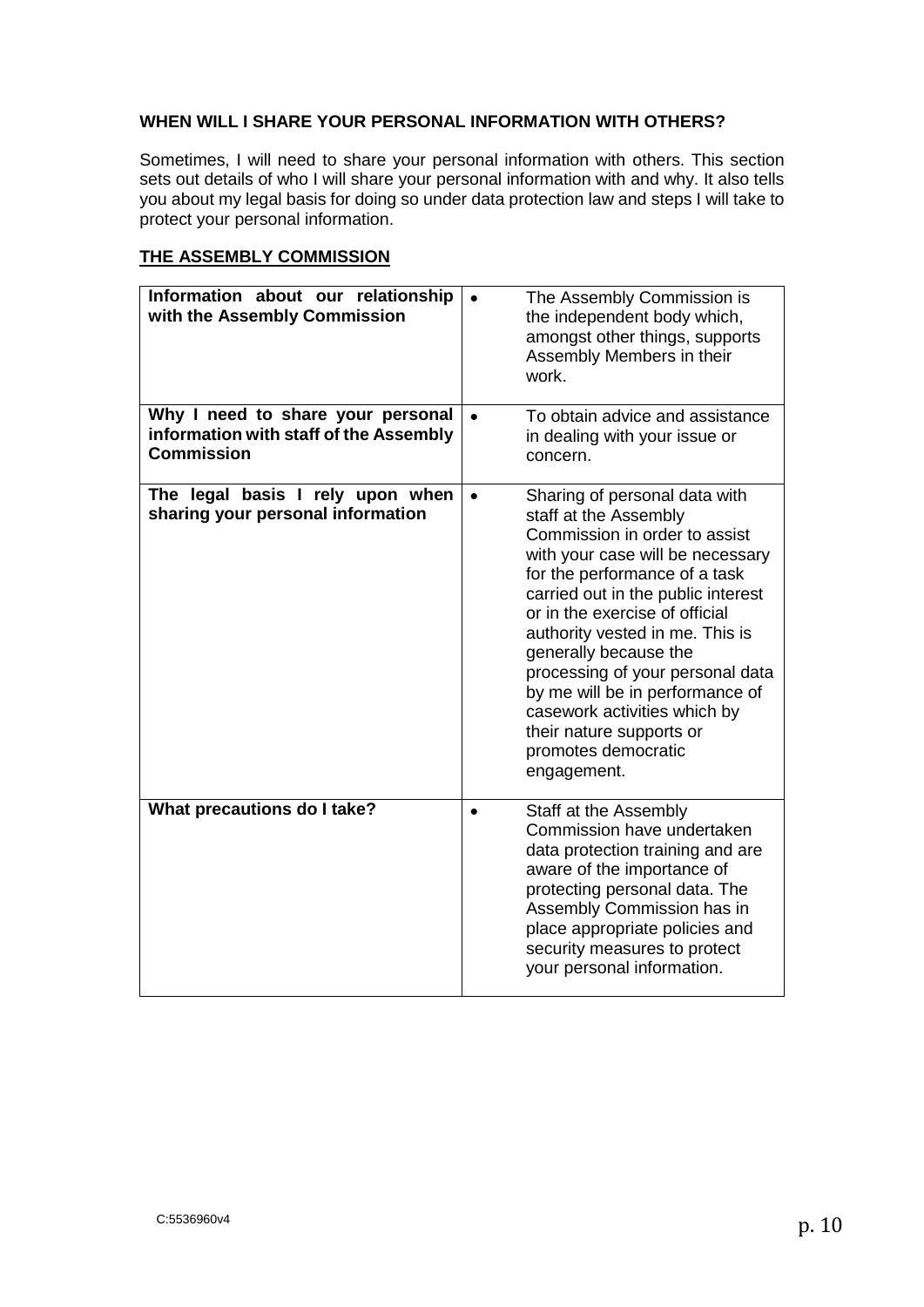**WHEN WILL I SHARE YOUR PERSONAL INFORMATION WITH OTHERS?**

Sometimes, I will need to share your personal information with others. This section sets out details of who I will share your personal information with and why. It also tells you about my legal basis for doing so under data protection law and steps I will take to protect your personal information.

**THE ASSEMBLY COMMISSION**

| | |
|---|---|
| **Information about our relationship with the Assembly Commission** | • The Assembly Commission is the independent body which, amongst other things, supports Assembly Members in their work. |
| **Why I need to share your personal information with staff of the Assembly Commission** | • To obtain advice and assistance in dealing with your issue or concern. |
| **The legal basis I rely upon when sharing your personal information** | • Sharing of personal data with staff at the Assembly Commission in order to assist with your case will be necessary for the performance of a task carried out in the public interest or in the exercise of official authority vested in me. This is generally because the processing of your personal data by me will be in performance of casework activities which by their nature supports or promotes democratic engagement. |
| **What precautions do I take?** | • Staff at the Assembly Commission have undertaken data protection training and are aware of the importance of protecting personal data. The Assembly Commission has in place appropriate policies and security measures to protect your personal information. |

C:5536960v4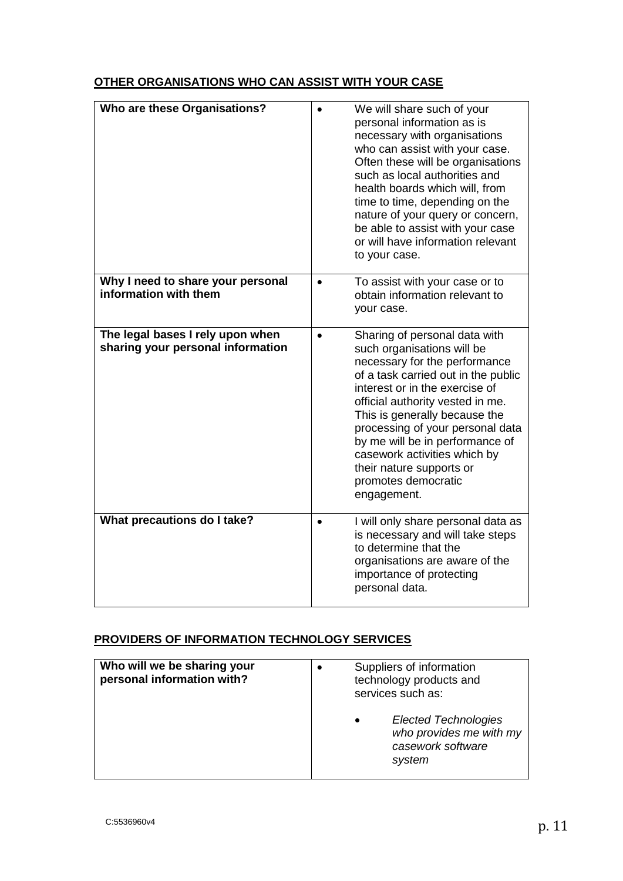**OTHER ORGANISATIONS WHO CAN ASSIST WITH YOUR CASE**

| | |
|---|---|
| **Who are these Organisations?** | • We will share such of your personal information as is necessary with organisations who can assist with your case. Often these will be organisations such as local authorities and health boards which will, from time to time, depending on the nature of your query or concern, be able to assist with your case or will have information relevant to your case. |
| **Why I need to share your personal information with them** | • To assist with your case or to obtain information relevant to your case. |
| **The legal bases I rely upon when sharing your personal information** | • Sharing of personal data with such organisations will be necessary for the performance of a task carried out in the public interest or in the exercise of official authority vested in me. This is generally because the processing of your personal data by me will be in performance of casework activities which by their nature supports or promotes democratic engagement. |
| **What precautions do I take?** | • I will only share personal data as is necessary and will take steps to determine that the organisations are aware of the importance of protecting personal data. |

**PROVIDERS OF INFORMATION TECHNOLOGY SERVICES**

| | |
|---|---|
| **Who will we be sharing your personal information with?** | • Suppliers of information technology products and services such as: <br> • *Elected Technologies who provides me with my casework software system* |

C:5536960v4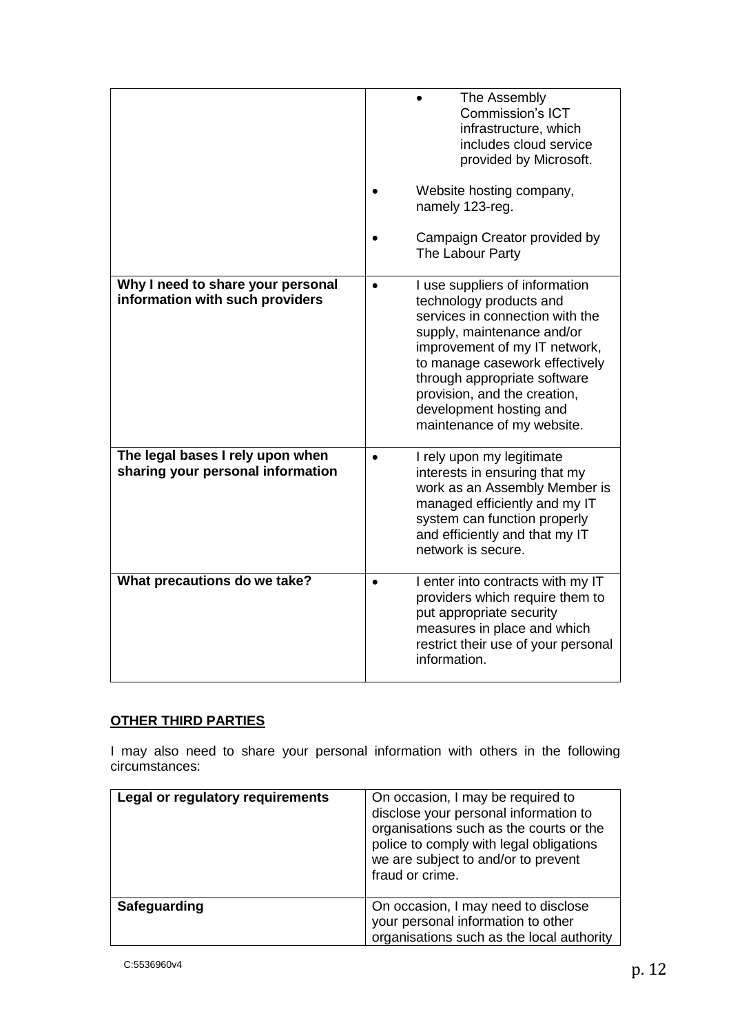| | |
|---|---|
| | <ul><li>The Assembly Commission's ICT infrastructure, which includes cloud service provided by Microsoft.</li></ul><ul><li>Website hosting company, namely 123-reg.</li><li>Campaign Creator provided by The Labour Party</li></ul> |
| **Why I need to share your personal information with such providers** | <ul><li>I use suppliers of information technology products and services in connection with the supply, maintenance and/or improvement of my IT network, to manage casework effectively through appropriate software provision, and the creation, development hosting and maintenance of my website.</li></ul> |
| **The legal bases I rely upon when sharing your personal information** | <ul><li>I rely upon my legitimate interests in ensuring that my work as an Assembly Member is managed efficiently and my IT system can function properly and efficiently and that my IT network is secure.</li></ul> |
| **What precautions do we take?** | <ul><li>I enter into contracts with my IT providers which require them to put appropriate security measures in place and which restrict their use of your personal information.</li></ul> |

**OTHER THIRD PARTIES**

I may also need to share your personal information with others in the following circumstances:

| | |
|---|---|
| **Legal or regulatory requirements** | On occasion, I may be required to disclose your personal information to organisations such as the courts or the police to comply with legal obligations we are subject to and/or to prevent fraud or crime. |
| **Safeguarding** | On occasion, I may need to disclose your personal information to other organisations such as the local authority |

C:5536960v4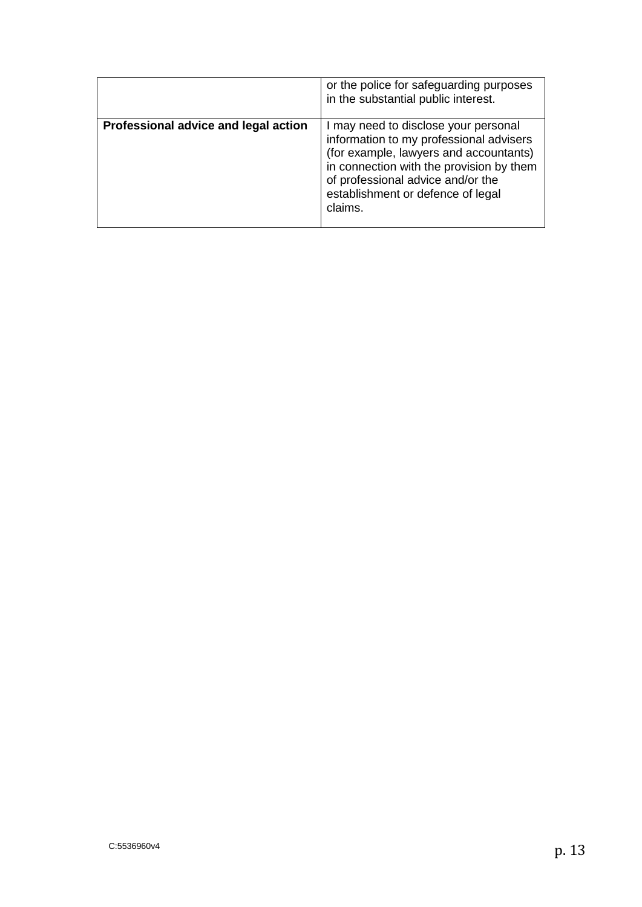| | |
|---|---|
| | or the police for safeguarding purposes in the substantial public interest. |
| **Professional advice and legal action** | I may need to disclose your personal information to my professional advisers (for example, lawyers and accountants) in connection with the provision by them of professional advice and/or the establishment or defence of legal claims. |

C:5536960v4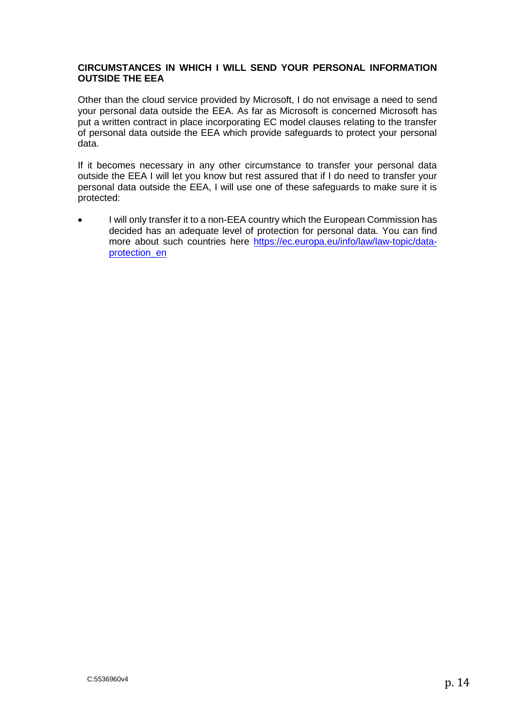### CIRCUMSTANCES IN WHICH I WILL SEND YOUR PERSONAL INFORMATION OUTSIDE THE EEA

Other than the cloud service provided by Microsoft, I do not envisage a need to send your personal data outside the EEA. As far as Microsoft is concerned Microsoft has put a written contract in place incorporating EC model clauses relating to the transfer of personal data outside the EEA which provide safeguards to protect your personal data.

If it becomes necessary in any other circumstance to transfer your personal data outside the EEA I will let you know but rest assured that if I do need to transfer your personal data outside the EEA, I will use one of these safeguards to make sure it is protected:

- I will only transfer it to a non-EEA country which the European Commission has decided has an adequate level of protection for personal data. You can find more about such countries here [https://ec.europa.eu/info/law/law-topic/data-protection_en](https://ec.europa.eu/info/law/law-topic/data-protection_en)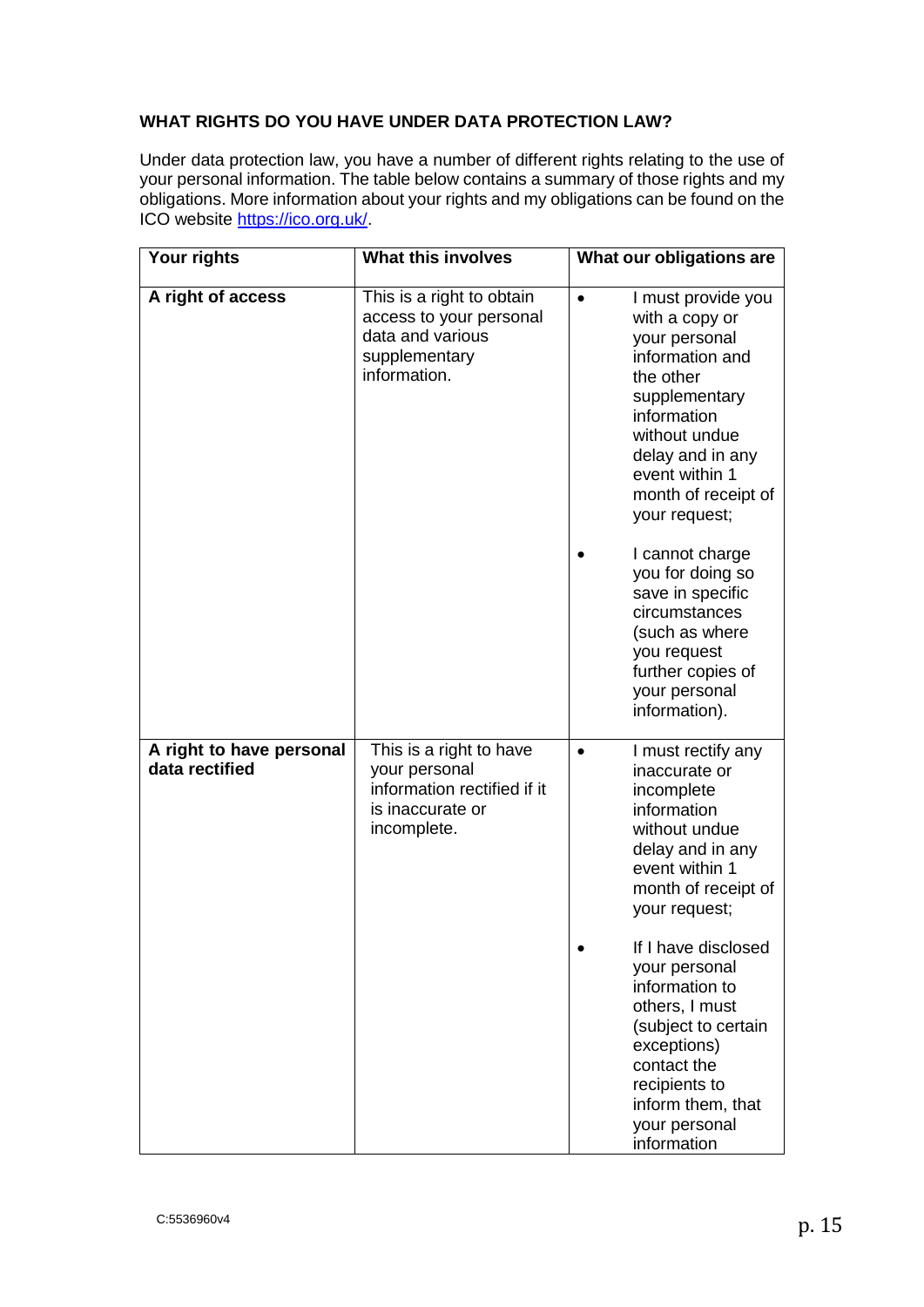**WHAT RIGHTS DO YOU HAVE UNDER DATA PROTECTION LAW?**

Under data protection law, you have a number of different rights relating to the use of your personal information. The table below contains a summary of those rights and my obligations. More information about your rights and my obligations can be found on the ICO website [https://ico.org.uk/](https://ico.org.uk/).

| Your rights | What this involves | What our obligations are |
| --- | --- | --- |
| **A right of access** | This is a right to obtain access to your personal data and various supplementary information. | • I must provide you with a copy or your personal information and the other supplementary information without undue delay and in any event within 1 month of receipt of your request;<br><br>• I cannot charge you for doing so save in specific circumstances (such as where you request further copies of your personal information). |
| **A right to have personal data rectified** | This is a right to have your personal information rectified if it is inaccurate or incomplete. | • I must rectify any inaccurate or incomplete information without undue delay and in any event within 1 month of receipt of your request;<br><br>• If I have disclosed your personal information to others, I must (subject to certain exceptions) contact the recipients to inform them, that your personal information |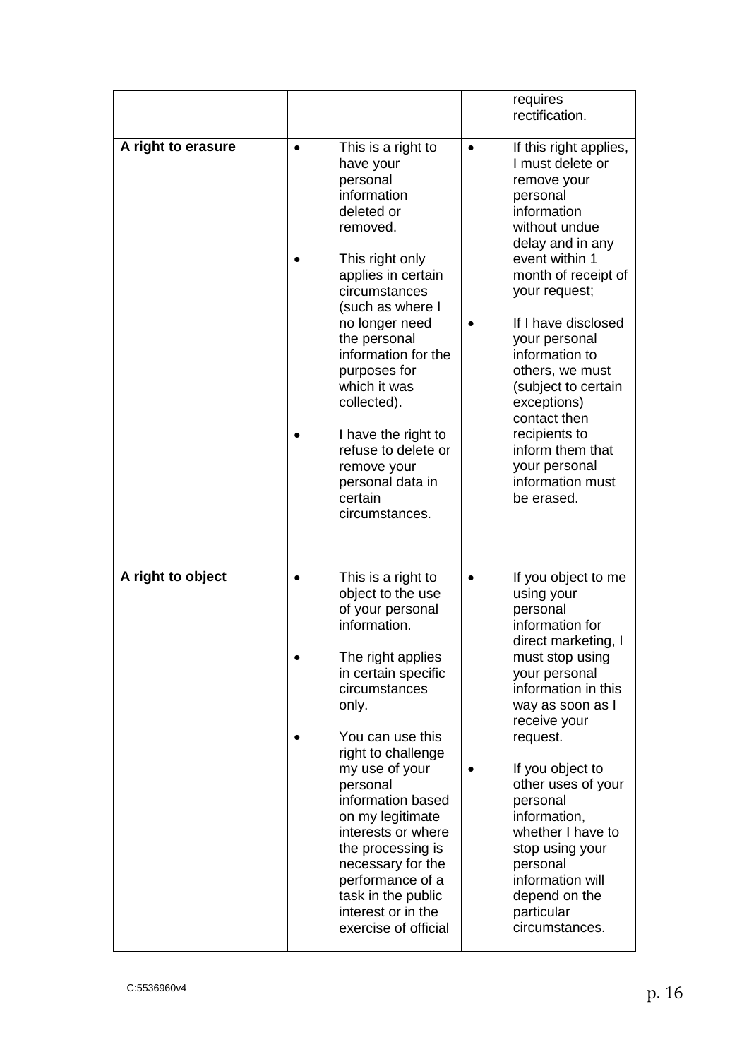| | | |
|---|---|---|
| | | requires rectification. |
| **A right to erasure** | • This is a right to have your personal information deleted or removed.<br><br>• This right only applies in certain circumstances (such as where I no longer need the personal information for the purposes for which it was collected).<br><br>• I have the right to refuse to delete or remove your personal data in certain circumstances. | • If this right applies, I must delete or remove your personal information without undue delay and in any event within 1 month of receipt of your request;<br><br>• If I have disclosed your personal information to others, we must (subject to certain exceptions) contact then recipients to inform them that your personal information must be erased. |
| **A right to object** | • This is a right to object to the use of your personal information.<br><br>• The right applies in certain specific circumstances only.<br><br>• You can use this right to challenge my use of your personal information based on my legitimate interests or where the processing is necessary for the performance of a task in the public interest or in the exercise of official | • If you object to me using your personal information for direct marketing, I must stop using your personal information in this way as soon as I receive your request.<br><br>• If you object to other uses of your personal information, whether I have to stop using your personal information will depend on the particular circumstances. |

C:5536960v4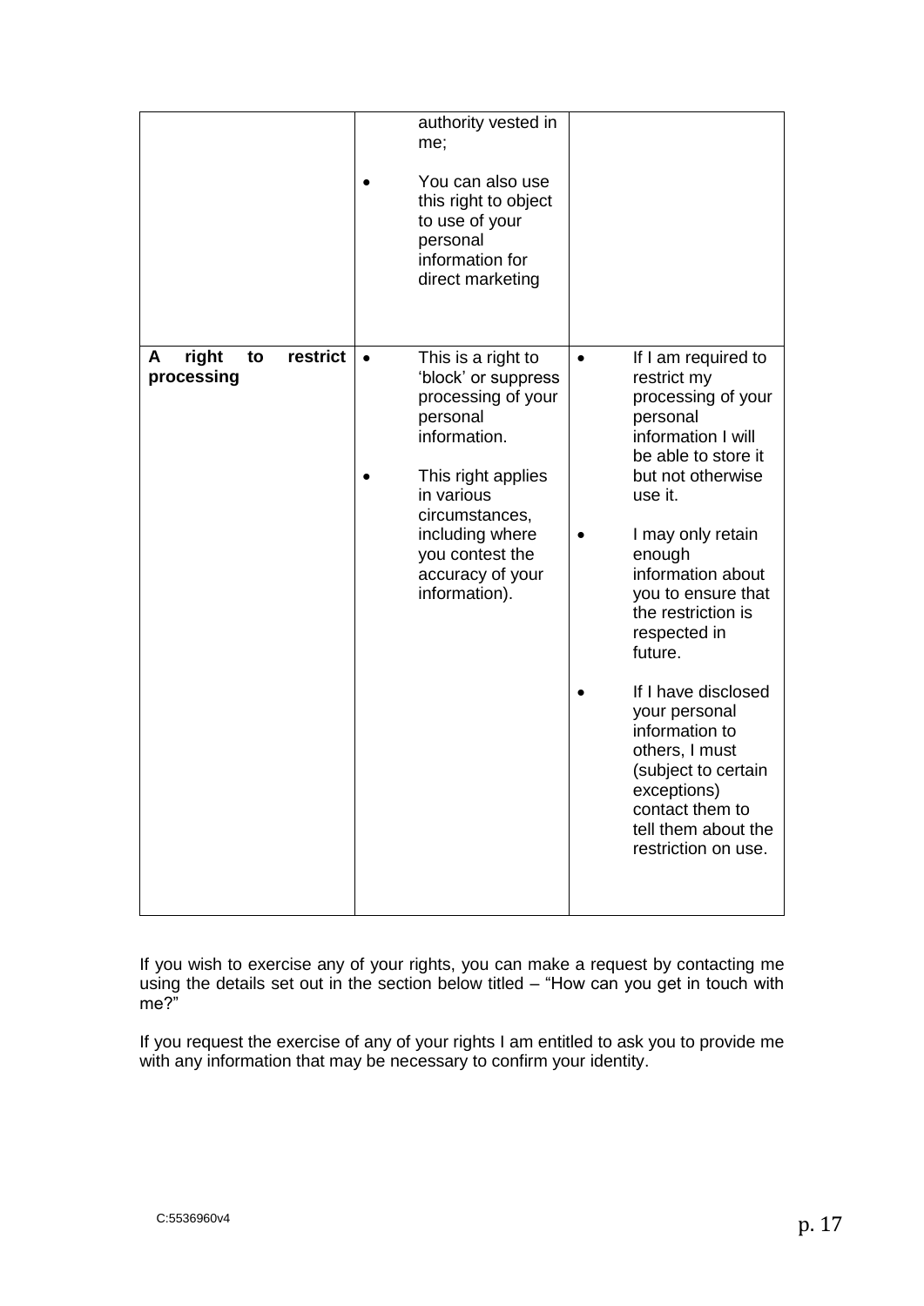| | | |
|---|---|---|
| | authority vested in me;<br>• You can also use this right to object to use of your personal information for direct marketing | |
| **A right to restrict processing** | • This is a right to 'block' or suppress processing of your personal information.<br>• This right applies in various circumstances, including where you contest the accuracy of your information). | • If I am required to restrict my processing of your personal information I will be able to store it but not otherwise use it.<br>• I may only retain enough information about you to ensure that the restriction is respected in future.<br>• If I have disclosed your personal information to others, I must (subject to certain exceptions) contact them to tell them about the restriction on use. |

If you wish to exercise any of your rights, you can make a request by contacting me using the details set out in the section below titled – "How can you get in touch with me?"

If you request the exercise of any of your rights I am entitled to ask you to provide me with any information that may be necessary to confirm your identity.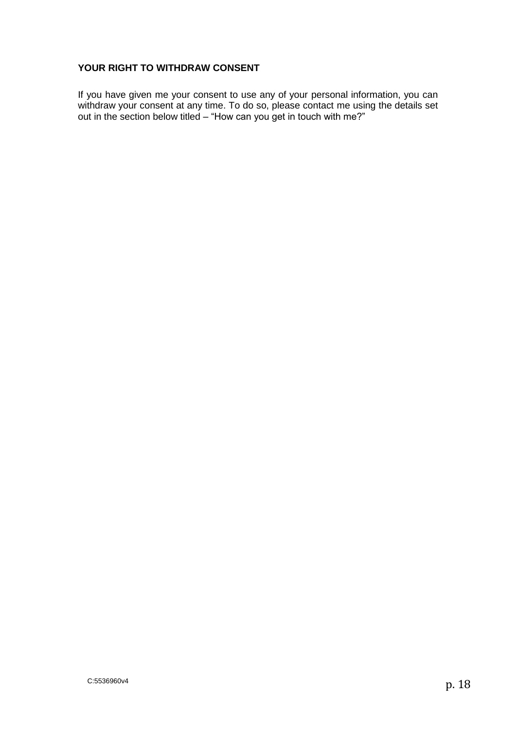**YOUR RIGHT TO WITHDRAW CONSENT**

If you have given me your consent to use any of your personal information, you can withdraw your consent at any time. To do so, please contact me using the details set out in the section below titled – “How can you get in touch with me?”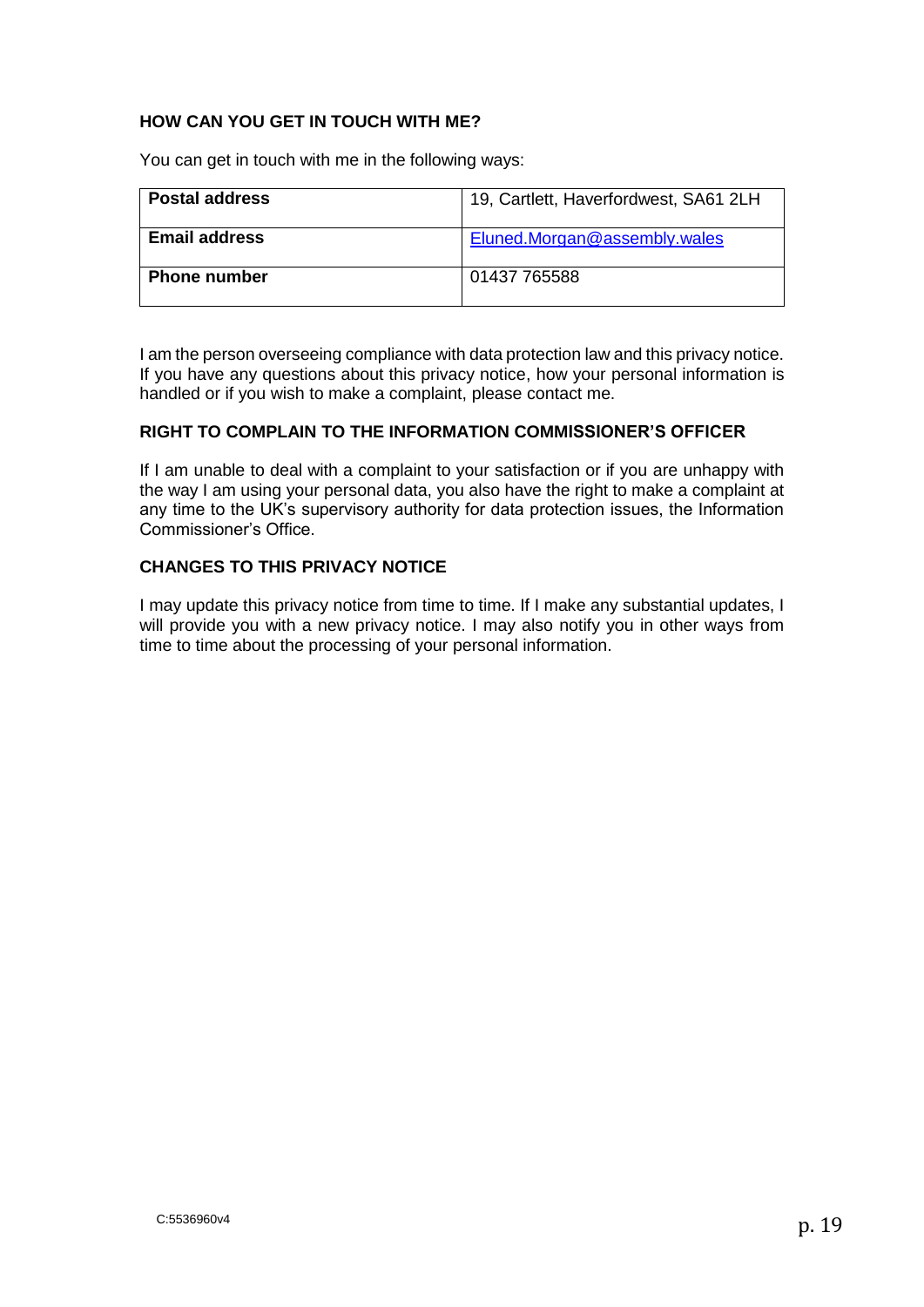## HOW CAN YOU GET IN TOUCH WITH ME?

You can get in touch with me in the following ways:

| | |
|---|---|
| **Postal address** | 19, Cartlett, Haverfordwest, SA61 2LH |
| **Email address** | Eluned.Morgan@assembly.wales |
| **Phone number** | 01437 765588 |

I am the person overseeing compliance with data protection law and this privacy notice. If you have any questions about this privacy notice, how your personal information is handled or if you wish to make a complaint, please contact me.

## RIGHT TO COMPLAIN TO THE INFORMATION COMMISSIONER'S OFFICER

If I am unable to deal with a complaint to your satisfaction or if you are unhappy with the way I am using your personal data, you also have the right to make a complaint at any time to the UK's supervisory authority for data protection issues, the Information Commissioner's Office.

## CHANGES TO THIS PRIVACY NOTICE

I may update this privacy notice from time to time. If I make any substantial updates, I will provide you with a new privacy notice. I may also notify you in other ways from time to time about the processing of your personal information.

C:5536960v4